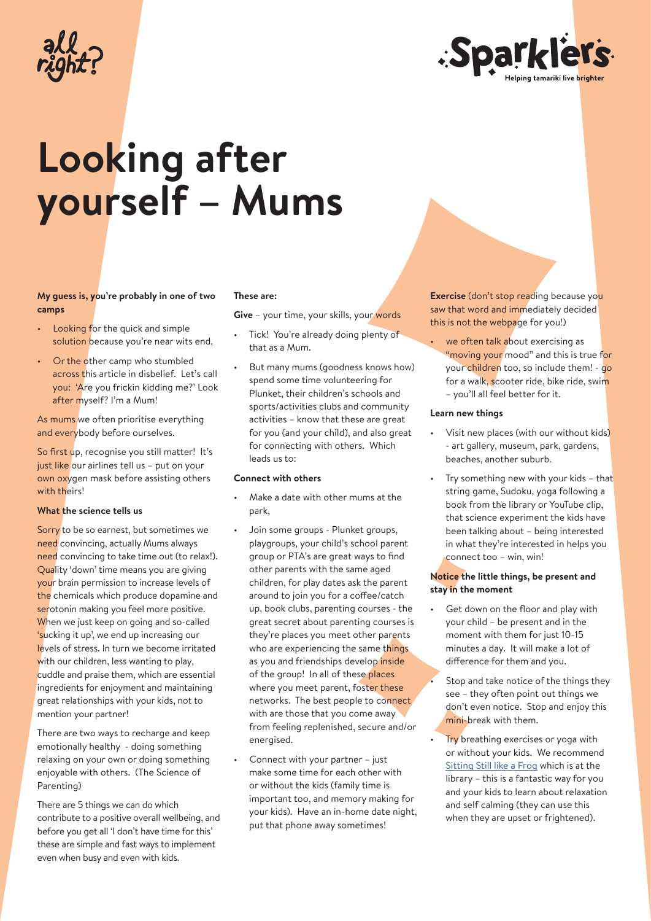all right?

Sparklers
Helping tamariki live brighter

# Looking after yourself – Mums

**My guess is, you're probably in one of two camps**

- Looking for the quick and simple solution because you're near wits end,
- Or the other camp who stumbled across this article in disbelief. Let's call you: 'Are you frickin kidding me?' Look after myself? I'm a Mum!

As mums we often prioritise everything and everybody before ourselves.

So first up, recognise you still matter! It's just like our airlines tell us – put on your own oxygen mask before assisting others with theirs!

**What the science tells us**

Sorry to be so earnest, but sometimes we need convincing, actually Mums always need convincing to take time out (to relax!). Quality 'down' time means you are giving your brain permission to increase levels of the chemicals which produce dopamine and serotonin making you feel more positive. When we just keep on going and so-called 'sucking it up', we end up increasing our levels of stress. In turn we become irritated with our children, less wanting to play, cuddle and praise them, which are essential ingredients for enjoyment and maintaining great relationships with your kids, not to mention your partner!

There are two ways to recharge and keep emotionally healthy - doing something relaxing on your own or doing something enjoyable with others. (The Science of Parenting)

There are 5 things we can do which contribute to a positive overall wellbeing, and before you get all 'I don't have time for this' these are simple and fast ways to implement even when busy and even with kids.

**These are:**

**Give** – your time, your skills, your words

- Tick! You're already doing plenty of that as a Mum.
- But many mums (goodness knows how) spend some time volunteering for Plunket, their children's schools and sports/activities clubs and community activities – know that these are great for you (and your child), and also great for connecting with others. Which leads us to:

**Connect with others**

- Make a date with other mums at the park,
- Join some groups - Plunket groups, playgroups, your child's school parent group or PTA's are great ways to find other parents with the same aged children, for play dates ask the parent around to join you for a coffee/catch up, book clubs, parenting courses - the great secret about parenting courses is they're places you meet other parents who are experiencing the same things as you and friendships develop inside of the group! In all of these places where you meet parent, foster these networks. The best people to connect with are those that you come away from feeling replenished, secure and/or energised.
- Connect with your partner – just make some time for each other with or without the kids (family time is important too, and memory making for your kids). Have an in-home date night, put that phone away sometimes!

**Exercise** (don't stop reading because you saw that word and immediately decided this is not the webpage for you!)

- we often talk about exercising as "moving your mood" and this is true for your children too, so include them! - go for a walk, scooter ride, bike ride, swim – you'll all feel better for it.

**Learn new things**

- Visit new places (with our without kids) - art gallery, museum, park, gardens, beaches, another suburb.
- Try something new with your kids – that string game, Sudoku, yoga following a book from the library or YouTube clip, that science experiment the kids have been talking about – being interested in what they're interested in helps you connect too – win, win!

**Notice the little things, be present and stay in the moment**

- Get down on the floor and play with your child – be present and in the moment with them for just 10-15 minutes a day. It will make a lot of difference for them and you.
- Stop and take notice of the things they see – they often point out things we don't even notice. Stop and enjoy this mini-break with them.
- Try breathing exercises or yoga with or without your kids. We recommend Sitting Still like a Frog which is at the library – this is a fantastic way for you and your kids to learn about relaxation and self calming (they can use this when they are upset or frightened).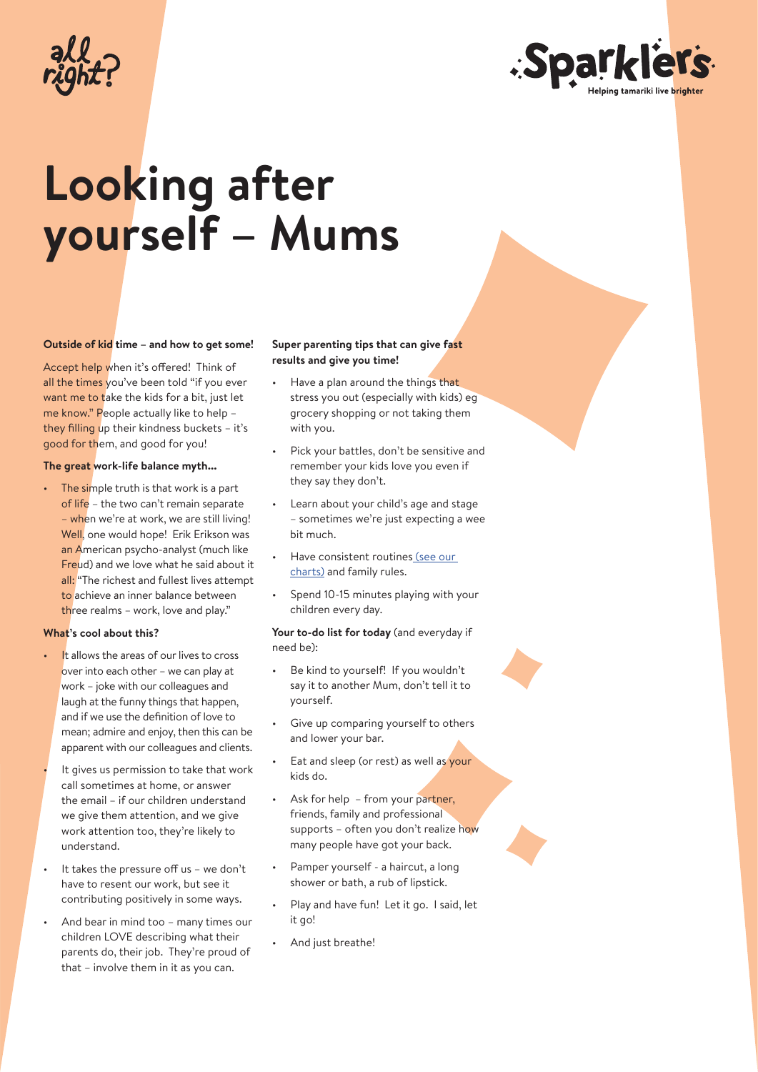# Looking after yourself – Mums

**Outside of kid time – and how to get some!**

Accept help when it's offered! Think of all the times you've been told "if you ever want me to take the kids for a bit, just let me know." People actually like to help – they filling up their kindness buckets – it's good for them, and good for you!

**The great work-life balance myth...**

- The simple truth is that work is a part of life – the two can't remain separate – when we're at work, we are still living! Well, one would hope! Erik Erikson was an American psycho-analyst (much like Freud) and we love what he said about it all: "The richest and fullest lives attempt to achieve an inner balance between three realms – work, love and play."

**What's cool about this?**

- It allows the areas of our lives to cross over into each other – we can play at work – joke with our colleagues and laugh at the funny things that happen, and if we use the definition of love to mean; admire and enjoy, then this can be apparent with our colleagues and clients.
- It gives us permission to take that work call sometimes at home, or answer the email – if our children understand we give them attention, and we give work attention too, they're likely to understand.
- It takes the pressure off us – we don't have to resent our work, but see it contributing positively in some ways.
- And bear in mind too – many times our children LOVE describing what their parents do, their job. They're proud of that – involve them in it as you can.

**Super parenting tips that can give fast results and give you time!**

- Have a plan around the things that stress you out (especially with kids) eg grocery shopping or not taking them with you.
- Pick your battles, don't be sensitive and remember your kids love you even if they say they don't.
- Learn about your child's age and stage – sometimes we're just expecting a wee bit much.
- Have consistent routines (see our charts) and family rules.
- Spend 10-15 minutes playing with your children every day.

**Your to-do list for today** (and everyday if need be):

- Be kind to yourself! If you wouldn't say it to another Mum, don't tell it to yourself.
- Give up comparing yourself to others and lower your bar.
- Eat and sleep (or rest) as well as your kids do.
- Ask for help – from your partner, friends, family and professional supports – often you don't realize how many people have got your back.
- Pamper yourself - a haircut, a long shower or bath, a rub of lipstick.
- Play and have fun! Let it go. I said, let it go!
- And just breathe!